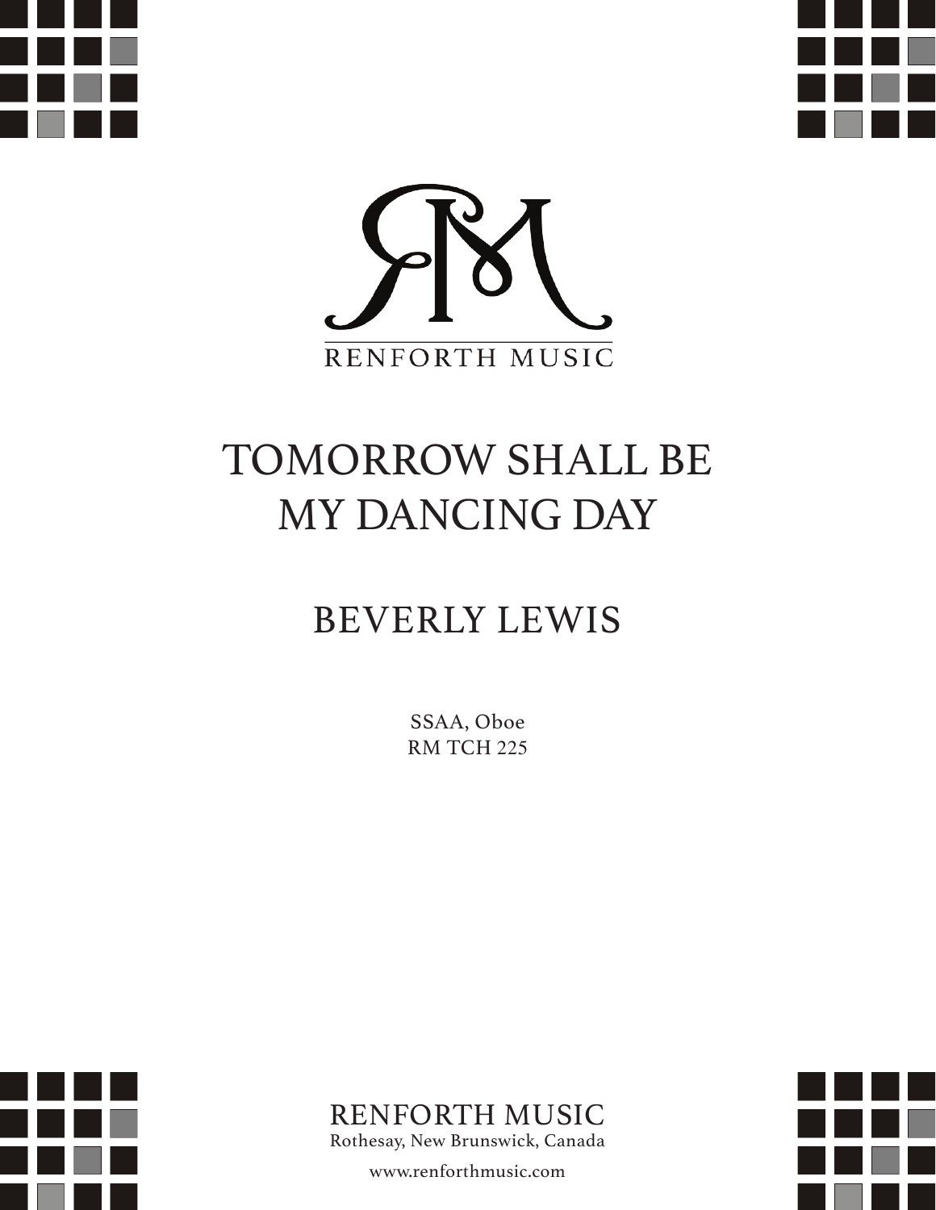RENFORTH MUSIC

# TOMORROW SHALL BE MY DANCING DAY

## BEVERLY LEWIS

SSAA, Oboe
RM TCH 225

RENFORTH MUSIC
Rothesay, New Brunswick, Canada

www.renforthmusic.com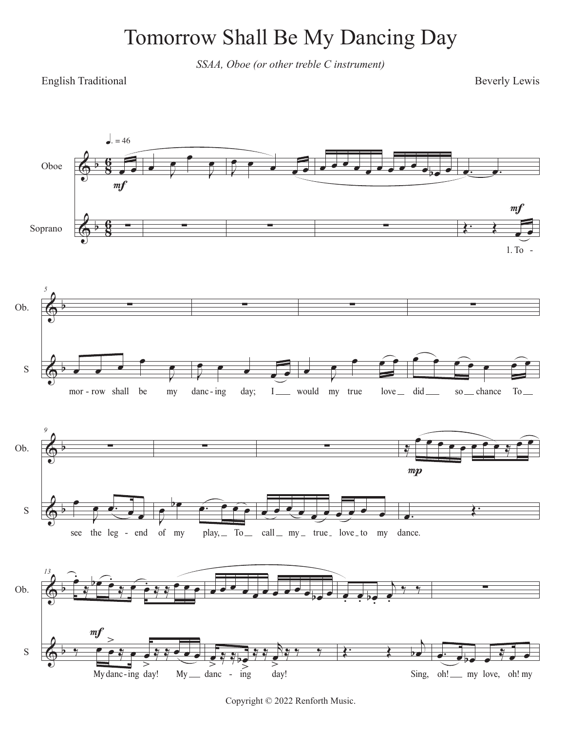# Tomorrow Shall Be My Dancing Day

*SSAA, Oboe (or other treble C instrument)*

English Traditional

Beverly Lewis

1. To - morrow shall be my dancing day; I would my true love did so chance To see the legend of my play, To call my true love to my dance.

My dancing day! My dancing day!

Sing, oh! my love, oh! my

Copyright © 2022 Renforth Music.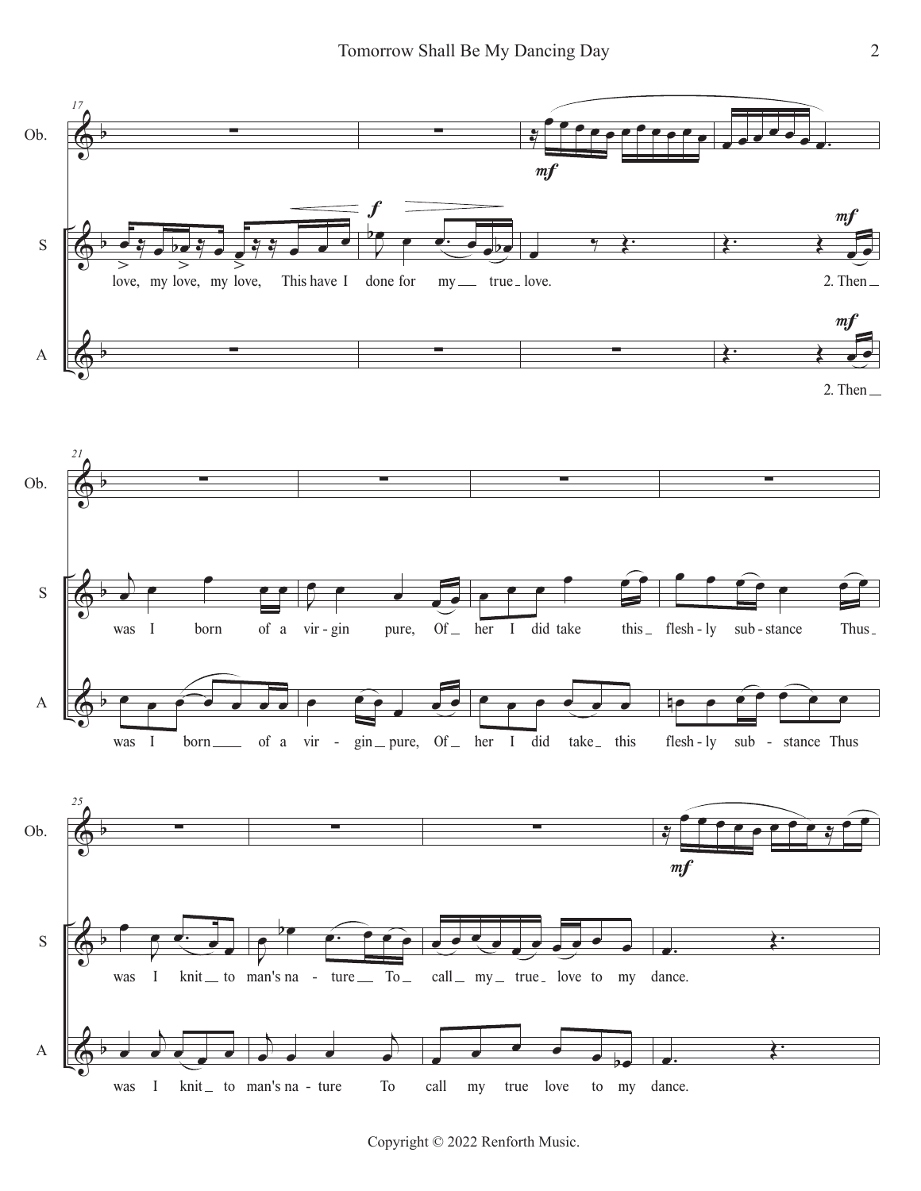Ob.

S

love, my love, my love, This have I done for my true love.

2. Then was I born of a virgin pure, Of her I did take this fleshly substance Thus was I knit to man's nature To call my true love to my dance.

A

2. Then was I born of a virgin pure, Of her I did take this fleshly substance Thus was I knit to man's nature To call my true love to my dance.

Copyright © 2022 Renforth Music.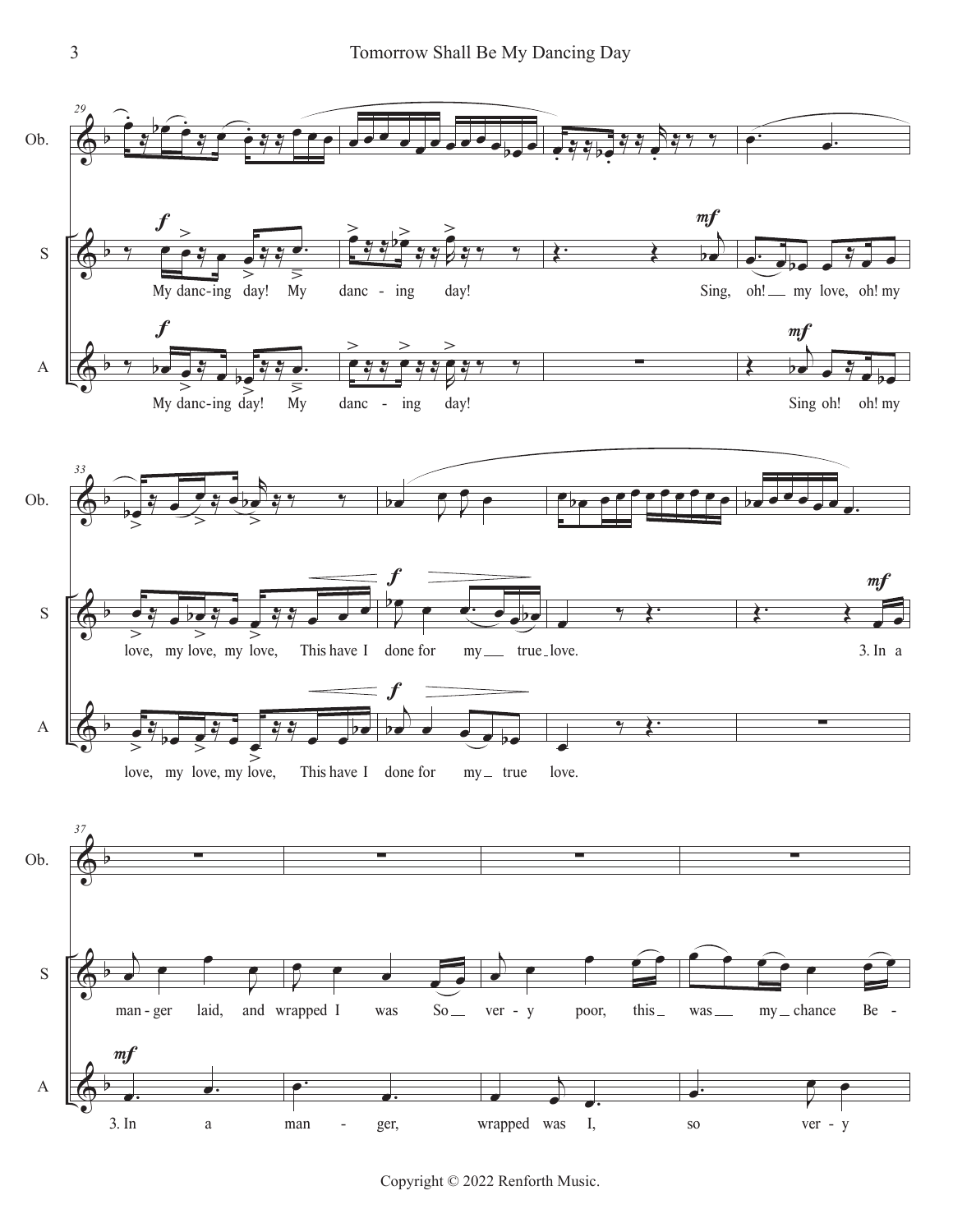Ob.

S

A

*f*

My danc-ing day! My danc - ing day!

*mf*

Sing, oh! my love, oh! my

*f*

My danc-ing day! My danc - ing day!

*mf*

Sing oh! oh! my

love, my love, my love, This have I done for my true love.

*f*

*mf*

3. In a

love, my love, my love, This have I done for my true love.

man - ger laid, and wrapped I was So ver - y poor, this was my chance Be -

*mf*

3. In a man - ger, wrapped was I, so ver - y

Copyright © 2022 Renforth Music.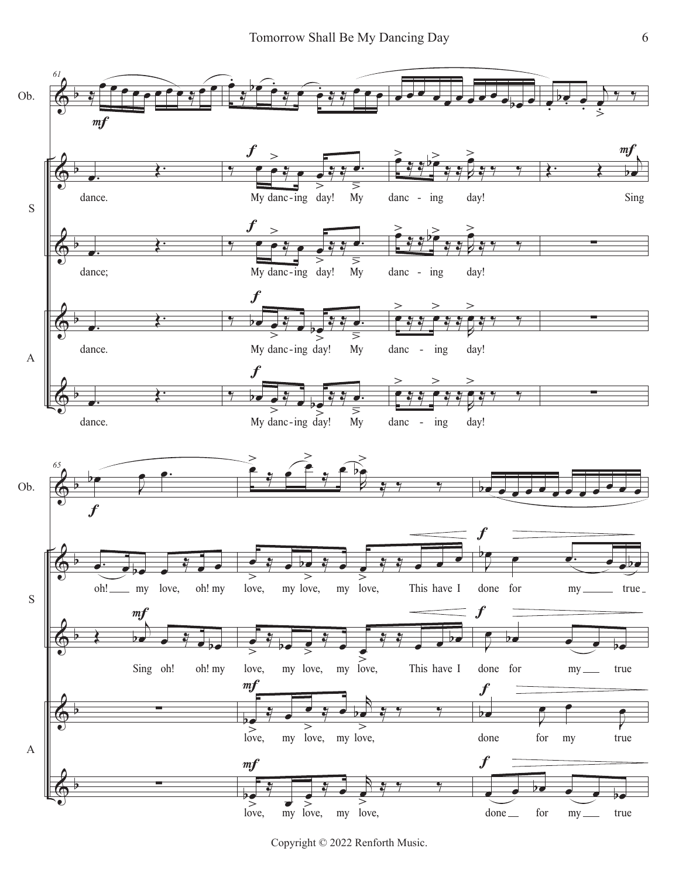Ob.

S

dance. My danc-ing day! My danc - ing day! Sing

dance; My danc-ing day! My danc - ing day!

A

dance. My danc-ing day! My danc - ing day!

dance. My danc-ing day! My danc - ing day!

Ob.

S

oh! my love, oh! my love, my love, my love, This have I done for my true

Sing oh! oh! my love, my love, my love, This have I done for my true

A

love, my love, my love, done for my true

love, my love, my love, done for my true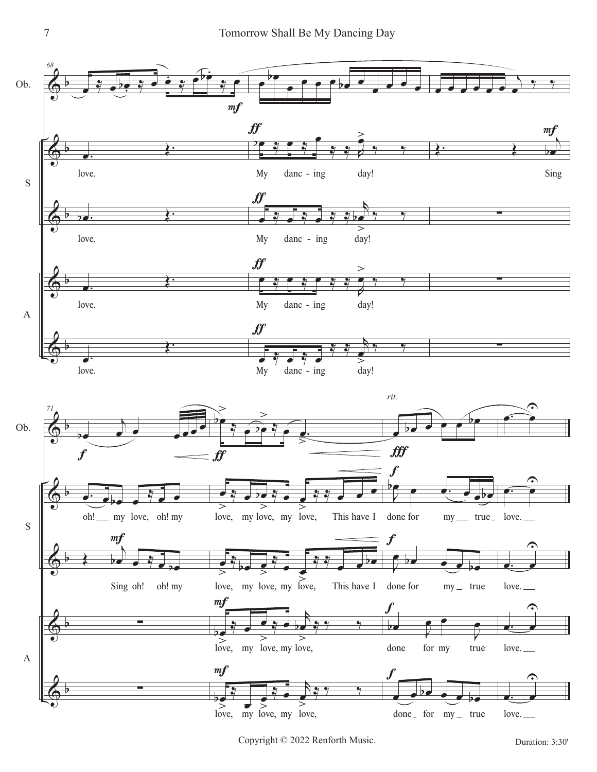Copyright © 2022 Renforth Music.

Duration: 3:30'